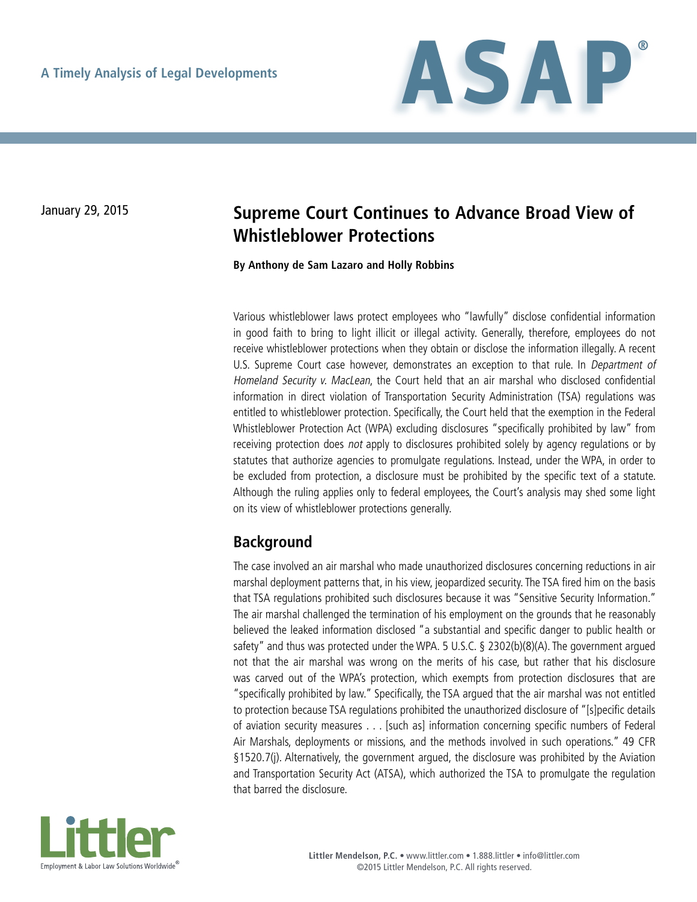A Timely Analysis of Legal Developments

# ASAP®

January 29, 2015

## Supreme Court Continues to Advance Broad View of Whistleblower Protections

**By Anthony de Sam Lazaro and Holly Robbins**

Various whistleblower laws protect employees who "lawfully" disclose confidential information in good faith to bring to light illicit or illegal activity. Generally, therefore, employees do not receive whistleblower protections when they obtain or disclose the information illegally. A recent U.S. Supreme Court case however, demonstrates an exception to that rule. In *Department of Homeland Security v. MacLean*, the Court held that an air marshal who disclosed confidential information in direct violation of Transportation Security Administration (TSA) regulations was entitled to whistleblower protection. Specifically, the Court held that the exemption in the Federal Whistleblower Protection Act (WPA) excluding disclosures "specifically prohibited by law" from receiving protection does *not* apply to disclosures prohibited solely by agency regulations or by statutes that authorize agencies to promulgate regulations. Instead, under the WPA, in order to be excluded from protection, a disclosure must be prohibited by the specific text of a statute. Although the ruling applies only to federal employees, the Court's analysis may shed some light on its view of whistleblower protections generally.

## Background

The case involved an air marshal who made unauthorized disclosures concerning reductions in air marshal deployment patterns that, in his view, jeopardized security. The TSA fired him on the basis that TSA regulations prohibited such disclosures because it was "Sensitive Security Information." The air marshal challenged the termination of his employment on the grounds that he reasonably believed the leaked information disclosed "a substantial and specific danger to public health or safety" and thus was protected under the WPA. 5 U.S.C. § 2302(b)(8)(A). The government argued not that the air marshal was wrong on the merits of his case, but rather that his disclosure was carved out of the WPA's protection, which exempts from protection disclosures that are "specifically prohibited by law." Specifically, the TSA argued that the air marshal was not entitled to protection because TSA regulations prohibited the unauthorized disclosure of "[s]pecific details of aviation security measures . . . [such as] information concerning specific numbers of Federal Air Marshals, deployments or missions, and the methods involved in such operations." 49 CFR §1520.7(j). Alternatively, the government argued, the disclosure was prohibited by the Aviation and Transportation Security Act (ATSA), which authorized the TSA to promulgate the regulation that barred the disclosure.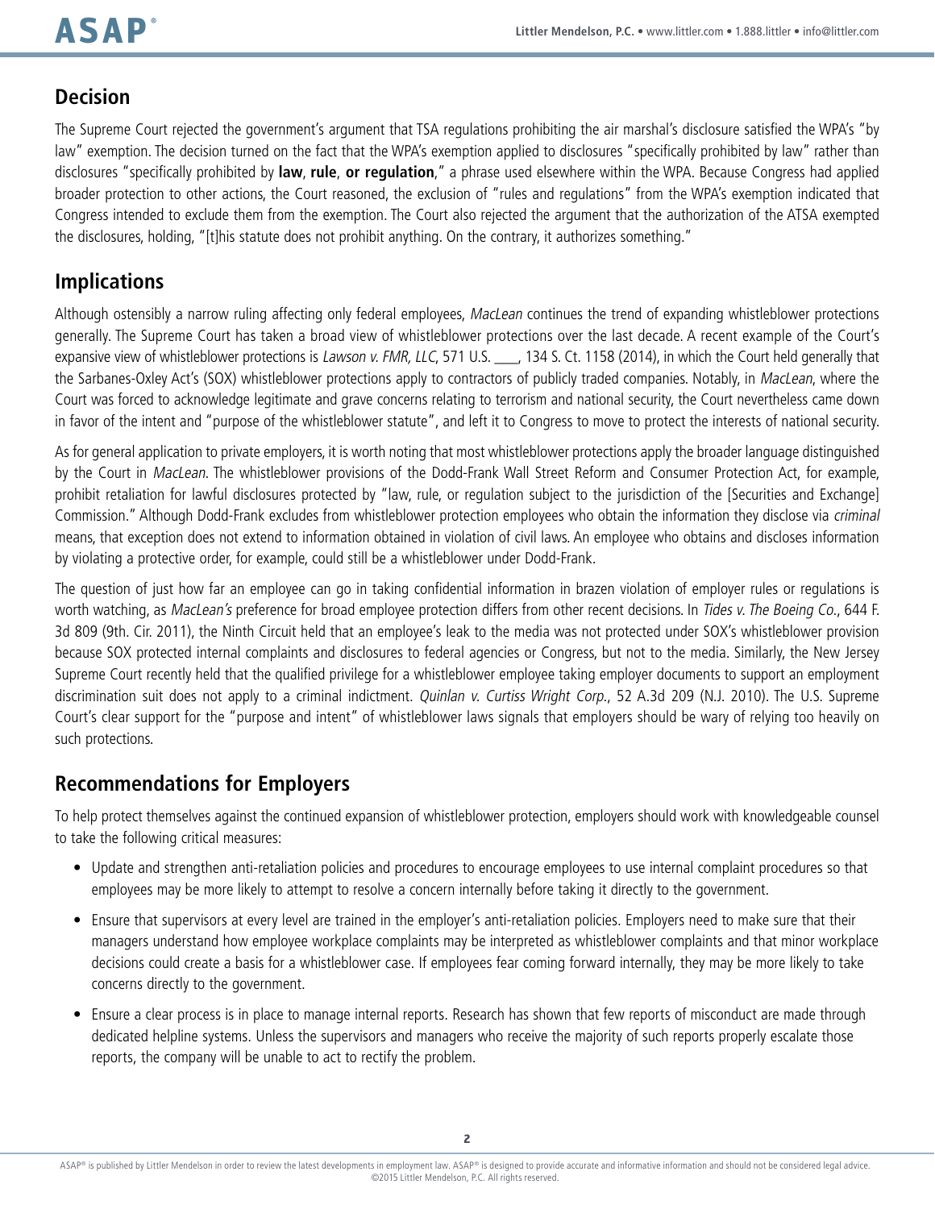## Decision

The Supreme Court rejected the government's argument that TSA regulations prohibiting the air marshal's disclosure satisfied the WPA's "by law" exemption. The decision turned on the fact that the WPA's exemption applied to disclosures "specifically prohibited by law" rather than disclosures "specifically prohibited by **law**, **rule**, **or regulation**," a phrase used elsewhere within the WPA. Because Congress had applied broader protection to other actions, the Court reasoned, the exclusion of "rules and regulations" from the WPA's exemption indicated that Congress intended to exclude them from the exemption. The Court also rejected the argument that the authorization of the ATSA exempted the disclosures, holding, "[t]his statute does not prohibit anything. On the contrary, it authorizes something."

## Implications

Although ostensibly a narrow ruling affecting only federal employees, *MacLean* continues the trend of expanding whistleblower protections generally. The Supreme Court has taken a broad view of whistleblower protections over the last decade. A recent example of the Court's expansive view of whistleblower protections is *Lawson v. FMR, LLC*, 571 U.S. ___, 134 S. Ct. 1158 (2014), in which the Court held generally that the Sarbanes-Oxley Act's (SOX) whistleblower protections apply to contractors of publicly traded companies. Notably, in *MacLean*, where the Court was forced to acknowledge legitimate and grave concerns relating to terrorism and national security, the Court nevertheless came down in favor of the intent and "purpose of the whistleblower statute", and left it to Congress to move to protect the interests of national security.

As for general application to private employers, it is worth noting that most whistleblower protections apply the broader language distinguished by the Court in *MacLean*. The whistleblower provisions of the Dodd-Frank Wall Street Reform and Consumer Protection Act, for example, prohibit retaliation for lawful disclosures protected by "law, rule, or regulation subject to the jurisdiction of the [Securities and Exchange] Commission." Although Dodd-Frank excludes from whistleblower protection employees who obtain the information they disclose via *criminal* means, that exception does not extend to information obtained in violation of civil laws. An employee who obtains and discloses information by violating a protective order, for example, could still be a whistleblower under Dodd-Frank.

The question of just how far an employee can go in taking confidential information in brazen violation of employer rules or regulations is worth watching, as *MacLean's* preference for broad employee protection differs from other recent decisions. In *Tides v. The Boeing Co.*, 644 F. 3d 809 (9th. Cir. 2011), the Ninth Circuit held that an employee's leak to the media was not protected under SOX's whistleblower provision because SOX protected internal complaints and disclosures to federal agencies or Congress, but not to the media. Similarly, the New Jersey Supreme Court recently held that the qualified privilege for a whistleblower employee taking employer documents to support an employment discrimination suit does not apply to a criminal indictment. *Quinlan v. Curtiss Wright Corp.*, 52 A.3d 209 (N.J. 2010). The U.S. Supreme Court's clear support for the "purpose and intent" of whistleblower laws signals that employers should be wary of relying too heavily on such protections.

## Recommendations for Employers

To help protect themselves against the continued expansion of whistleblower protection, employers should work with knowledgeable counsel to take the following critical measures:

- Update and strengthen anti-retaliation policies and procedures to encourage employees to use internal complaint procedures so that employees may be more likely to attempt to resolve a concern internally before taking it directly to the government.
- Ensure that supervisors at every level are trained in the employer's anti-retaliation policies. Employers need to make sure that their managers understand how employee workplace complaints may be interpreted as whistleblower complaints and that minor workplace decisions could create a basis for a whistleblower case. If employees fear coming forward internally, they may be more likely to take concerns directly to the government.
- Ensure a clear process is in place to manage internal reports. Research has shown that few reports of misconduct are made through dedicated helpline systems. Unless the supervisors and managers who receive the majority of such reports properly escalate those reports, the company will be unable to act to rectify the problem.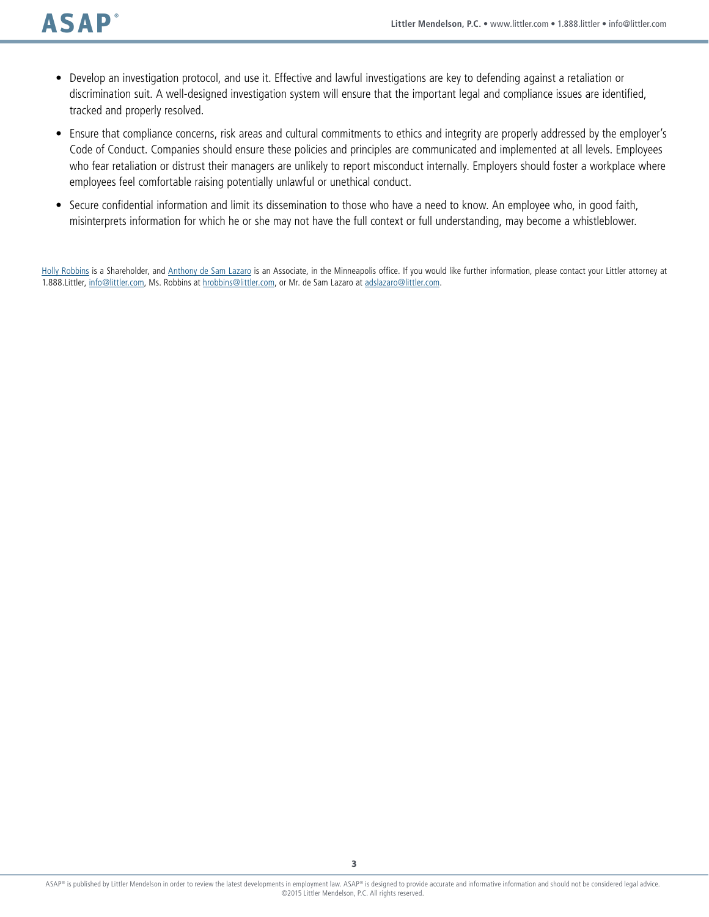- Develop an investigation protocol, and use it. Effective and lawful investigations are key to defending against a retaliation or discrimination suit. A well-designed investigation system will ensure that the important legal and compliance issues are identified, tracked and properly resolved.
- Ensure that compliance concerns, risk areas and cultural commitments to ethics and integrity are properly addressed by the employer's Code of Conduct. Companies should ensure these policies and principles are communicated and implemented at all levels. Employees who fear retaliation or distrust their managers are unlikely to report misconduct internally. Employers should foster a workplace where employees feel comfortable raising potentially unlawful or unethical conduct.
- Secure confidential information and limit its dissemination to those who have a need to know. An employee who, in good faith, misinterprets information for which he or she may not have the full context or full understanding, may become a whistleblower.

Holly Robbins is a Shareholder, and Anthony de Sam Lazaro is an Associate, in the Minneapolis office. If you would like further information, please contact your Littler attorney at 1.888.Littler, info@littler.com, Ms. Robbins at hrobbins@littler.com, or Mr. de Sam Lazaro at adslazaro@littler.com.

ASAP® is published by Littler Mendelson in order to review the latest developments in employment law. ASAP® is designed to provide accurate and informative information and should not be considered legal advice.
©2015 Littler Mendelson, P.C. All rights reserved.